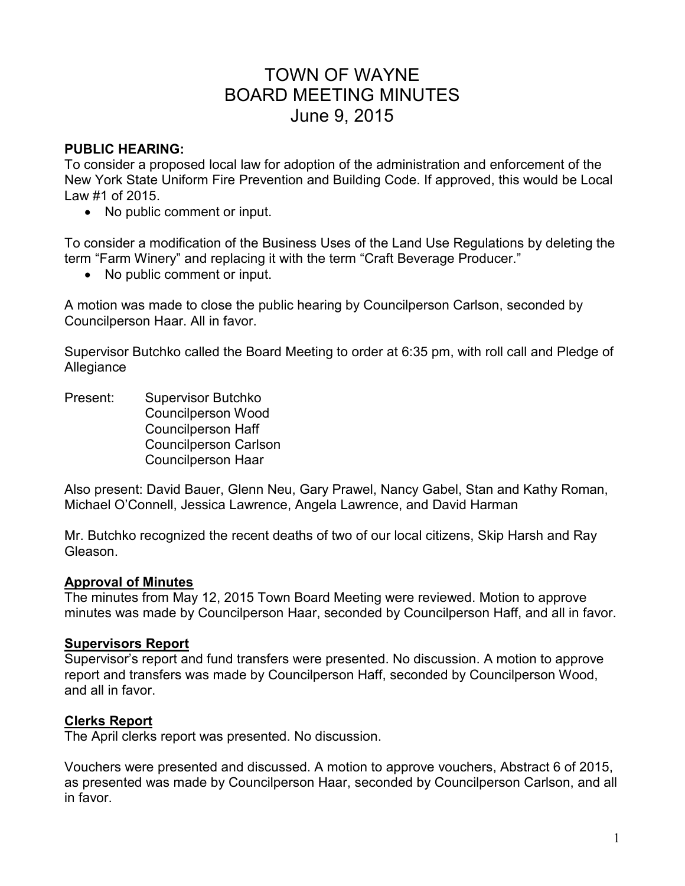# TOWN OF WAYNE
# BOARD MEETING MINUTES
# June 9, 2015

**PUBLIC HEARING:**
To consider a proposed local law for adoption of the administration and enforcement of the New York State Uniform Fire Prevention and Building Code. If approved, this would be Local Law #1 of 2015.

- No public comment or input.

To consider a modification of the Business Uses of the Land Use Regulations by deleting the term "Farm Winery" and replacing it with the term "Craft Beverage Producer."

- No public comment or input.

A motion was made to close the public hearing by Councilperson Carlson, seconded by Councilperson Haar. All in favor.

Supervisor Butchko called the Board Meeting to order at 6:35 pm, with roll call and Pledge of Allegiance

Present: Supervisor Butchko
Councilperson Wood
Councilperson Haff
Councilperson Carlson
Councilperson Haar

Also present: David Bauer, Glenn Neu, Gary Prawel, Nancy Gabel, Stan and Kathy Roman, Michael O'Connell, Jessica Lawrence, Angela Lawrence, and David Harman

Mr. Butchko recognized the recent deaths of two of our local citizens, Skip Harsh and Ray Gleason.

**Approval of Minutes**
The minutes from May 12, 2015 Town Board Meeting were reviewed. Motion to approve minutes was made by Councilperson Haar, seconded by Councilperson Haff, and all in favor.

**Supervisors Report**
Supervisor's report and fund transfers were presented. No discussion. A motion to approve report and transfers was made by Councilperson Haff, seconded by Councilperson Wood, and all in favor.

**Clerks Report**
The April clerks report was presented. No discussion.

Vouchers were presented and discussed. A motion to approve vouchers, Abstract 6 of 2015, as presented was made by Councilperson Haar, seconded by Councilperson Carlson, and all in favor.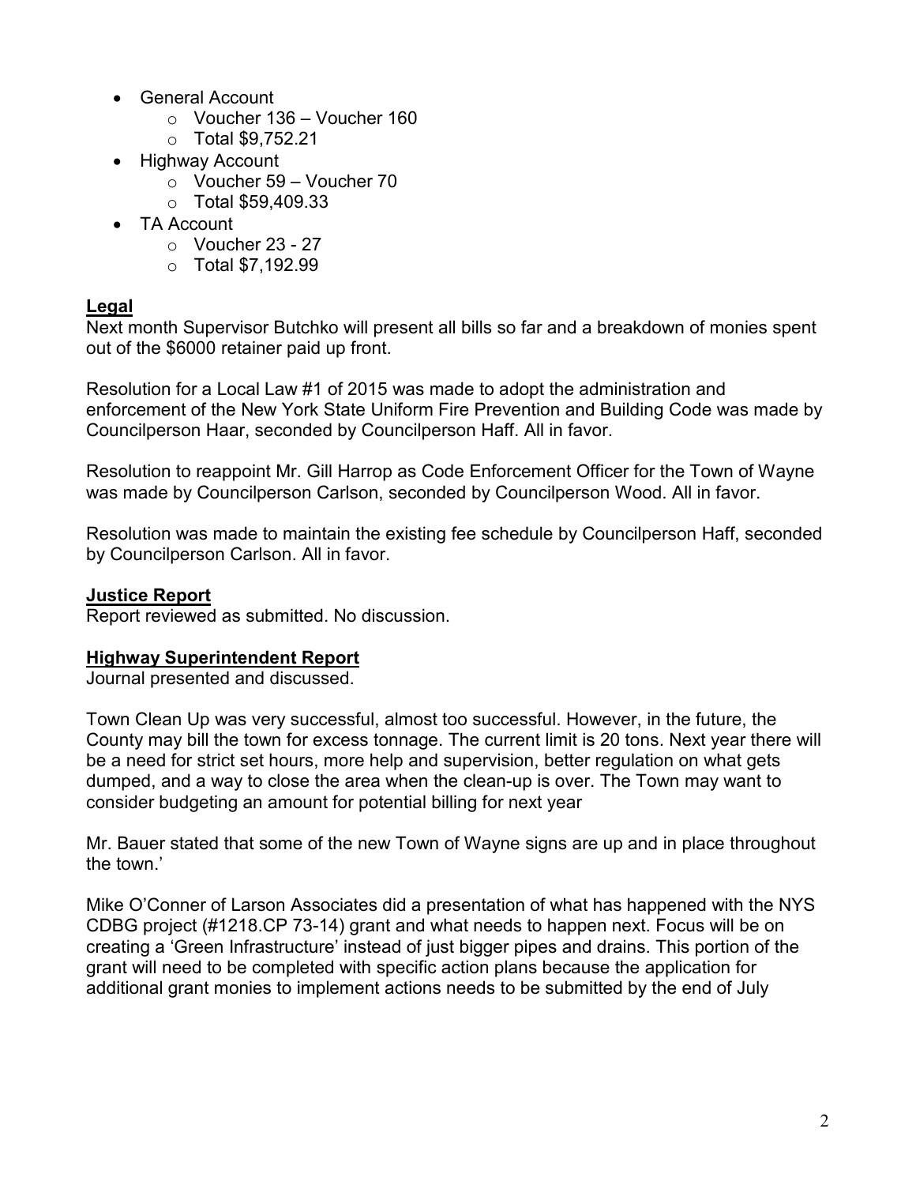- General Account
  - Voucher 136 – Voucher 160
  - Total $9,752.21
- Highway Account
  - Voucher 59 – Voucher 70
  - Total $59,409.33
- TA Account
  - Voucher 23 - 27
  - Total $7,192.99

**Legal**

Next month Supervisor Butchko will present all bills so far and a breakdown of monies spent out of the $6000 retainer paid up front.

Resolution for a Local Law #1 of 2015 was made to adopt the administration and enforcement of the New York State Uniform Fire Prevention and Building Code was made by Councilperson Haar, seconded by Councilperson Haff. All in favor.

Resolution to reappoint Mr. Gill Harrop as Code Enforcement Officer for the Town of Wayne was made by Councilperson Carlson, seconded by Councilperson Wood. All in favor.

Resolution was made to maintain the existing fee schedule by Councilperson Haff, seconded by Councilperson Carlson. All in favor.

**Justice Report**

Report reviewed as submitted. No discussion.

**Highway Superintendent Report**

Journal presented and discussed.

Town Clean Up was very successful, almost too successful. However, in the future, the County may bill the town for excess tonnage. The current limit is 20 tons. Next year there will be a need for strict set hours, more help and supervision, better regulation on what gets dumped, and a way to close the area when the clean-up is over. The Town may want to consider budgeting an amount for potential billing for next year

Mr. Bauer stated that some of the new Town of Wayne signs are up and in place throughout the town.'

Mike O'Conner of Larson Associates did a presentation of what has happened with the NYS CDBG project (#1218.CP 73-14) grant and what needs to happen next. Focus will be on creating a 'Green Infrastructure' instead of just bigger pipes and drains. This portion of the grant will need to be completed with specific action plans because the application for additional grant monies to implement actions needs to be submitted by the end of July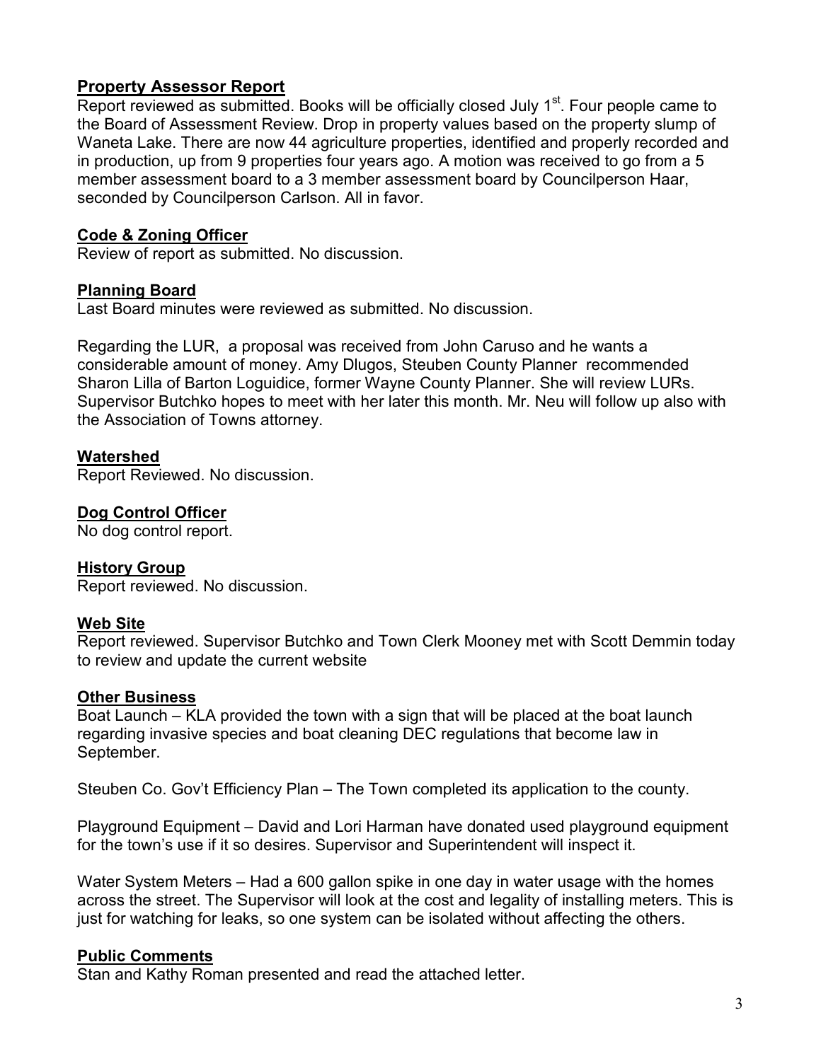## Property Assessor Report

Report reviewed as submitted. Books will be officially closed July 1st. Four people came to the Board of Assessment Review. Drop in property values based on the property slump of Waneta Lake. There are now 44 agriculture properties, identified and properly recorded and in production, up from 9 properties four years ago. A motion was received to go from a 5 member assessment board to a 3 member assessment board by Councilperson Haar, seconded by Councilperson Carlson. All in favor.

## Code & Zoning Officer

Review of report as submitted. No discussion.

## Planning Board

Last Board minutes were reviewed as submitted. No discussion.

Regarding the LUR, a proposal was received from John Caruso and he wants a considerable amount of money. Amy Dlugos, Steuben County Planner recommended Sharon Lilla of Barton Loguidice, former Wayne County Planner. She will review LURs. Supervisor Butchko hopes to meet with her later this month. Mr. Neu will follow up also with the Association of Towns attorney.

## Watershed

Report Reviewed. No discussion.

## Dog Control Officer

No dog control report.

## History Group

Report reviewed. No discussion.

## Web Site

Report reviewed. Supervisor Butchko and Town Clerk Mooney met with Scott Demmin today to review and update the current website

## Other Business

Boat Launch – KLA provided the town with a sign that will be placed at the boat launch regarding invasive species and boat cleaning DEC regulations that become law in September.

Steuben Co. Gov't Efficiency Plan – The Town completed its application to the county.

Playground Equipment – David and Lori Harman have donated used playground equipment for the town's use if it so desires. Supervisor and Superintendent will inspect it.

Water System Meters – Had a 600 gallon spike in one day in water usage with the homes across the street. The Supervisor will look at the cost and legality of installing meters. This is just for watching for leaks, so one system can be isolated without affecting the others.

## Public Comments

Stan and Kathy Roman presented and read the attached letter.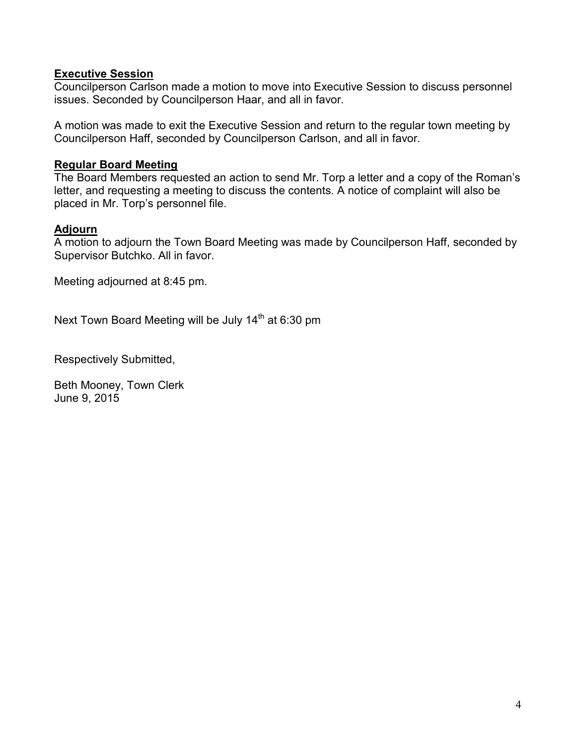## Executive Session

Councilperson Carlson made a motion to move into Executive Session to discuss personnel issues. Seconded by Councilperson Haar, and all in favor.

A motion was made to exit the Executive Session and return to the regular town meeting by Councilperson Haff, seconded by Councilperson Carlson, and all in favor.

## Regular Board Meeting

The Board Members requested an action to send Mr. Torp a letter and a copy of the Roman's letter, and requesting a meeting to discuss the contents. A notice of complaint will also be placed in Mr. Torp's personnel file.

## Adjourn

A motion to adjourn the Town Board Meeting was made by Councilperson Haff, seconded by Supervisor Butchko. All in favor.

Meeting adjourned at 8:45 pm.

Next Town Board Meeting will be July 14th at 6:30 pm

Respectively Submitted,

Beth Mooney, Town Clerk
June 9, 2015